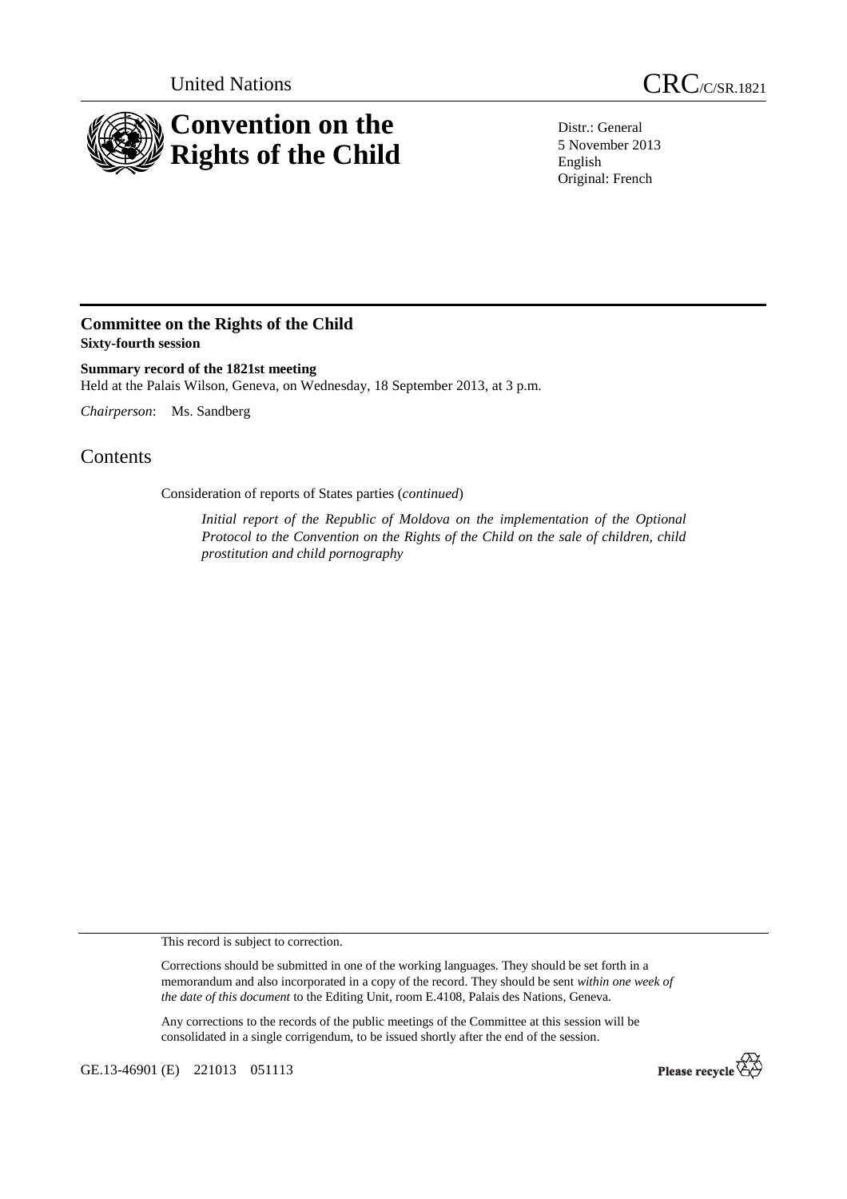United Nations

CRC/C/SR.1821

# Convention on the Rights of the Child

Distr.: General
5 November 2013
English
Original: French

## Committee on the Rights of the Child
**Sixty-fourth session**

**Summary record of the 1821st meeting**
Held at the Palais Wilson, Geneva, on Wednesday, 18 September 2013, at 3 p.m.

*Chairperson*: Ms. Sandberg

# Contents

Consideration of reports of States parties (*continued*)

*Initial report of the Republic of Moldova on the implementation of the Optional Protocol to the Convention on the Rights of the Child on the sale of children, child prostitution and child pornography*

This record is subject to correction.

Corrections should be submitted in one of the working languages. They should be set forth in a memorandum and also incorporated in a copy of the record. They should be sent *within one week of the date of this document* to the Editing Unit, room E.4108, Palais des Nations, Geneva.

Any corrections to the records of the public meetings of the Committee at this session will be consolidated in a single corrigendum, to be issued shortly after the end of the session.

GE.13-46901 (E) 221013 051113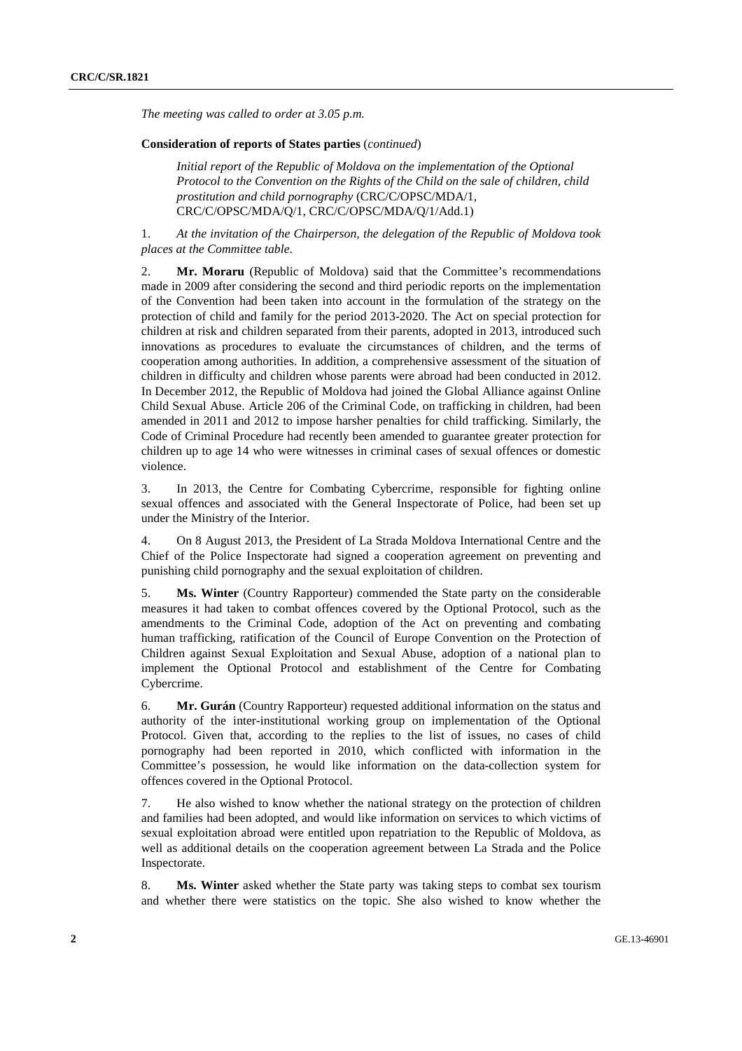*The meeting was called to order at 3.05 p.m.*

**Consideration of reports of States parties** (*continued*)

*Initial report of the Republic of Moldova on the implementation of the Optional Protocol to the Convention on the Rights of the Child on the sale of children, child prostitution and child pornography* (CRC/C/OPSC/MDA/1, CRC/C/OPSC/MDA/Q/1, CRC/C/OPSC/MDA/Q/1/Add.1)

1. *At the invitation of the Chairperson, the delegation of the Republic of Moldova took places at the Committee table*.

2. **Mr. Moraru** (Republic of Moldova) said that the Committee's recommendations made in 2009 after considering the second and third periodic reports on the implementation of the Convention had been taken into account in the formulation of the strategy on the protection of child and family for the period 2013-2020. The Act on special protection for children at risk and children separated from their parents, adopted in 2013, introduced such innovations as procedures to evaluate the circumstances of children, and the terms of cooperation among authorities. In addition, a comprehensive assessment of the situation of children in difficulty and children whose parents were abroad had been conducted in 2012. In December 2012, the Republic of Moldova had joined the Global Alliance against Online Child Sexual Abuse. Article 206 of the Criminal Code, on trafficking in children, had been amended in 2011 and 2012 to impose harsher penalties for child trafficking. Similarly, the Code of Criminal Procedure had recently been amended to guarantee greater protection for children up to age 14 who were witnesses in criminal cases of sexual offences or domestic violence.

3. In 2013, the Centre for Combating Cybercrime, responsible for fighting online sexual offences and associated with the General Inspectorate of Police, had been set up under the Ministry of the Interior.

4. On 8 August 2013, the President of La Strada Moldova International Centre and the Chief of the Police Inspectorate had signed a cooperation agreement on preventing and punishing child pornography and the sexual exploitation of children.

5. **Ms. Winter** (Country Rapporteur) commended the State party on the considerable measures it had taken to combat offences covered by the Optional Protocol, such as the amendments to the Criminal Code, adoption of the Act on preventing and combating human trafficking, ratification of the Council of Europe Convention on the Protection of Children against Sexual Exploitation and Sexual Abuse, adoption of a national plan to implement the Optional Protocol and establishment of the Centre for Combating Cybercrime.

6. **Mr. Gurán** (Country Rapporteur) requested additional information on the status and authority of the inter-institutional working group on implementation of the Optional Protocol. Given that, according to the replies to the list of issues, no cases of child pornography had been reported in 2010, which conflicted with information in the Committee's possession, he would like information on the data-collection system for offences covered in the Optional Protocol.

7. He also wished to know whether the national strategy on the protection of children and families had been adopted, and would like information on services to which victims of sexual exploitation abroad were entitled upon repatriation to the Republic of Moldova, as well as additional details on the cooperation agreement between La Strada and the Police Inspectorate.

8. **Ms. Winter** asked whether the State party was taking steps to combat sex tourism and whether there were statistics on the topic. She also wished to know whether the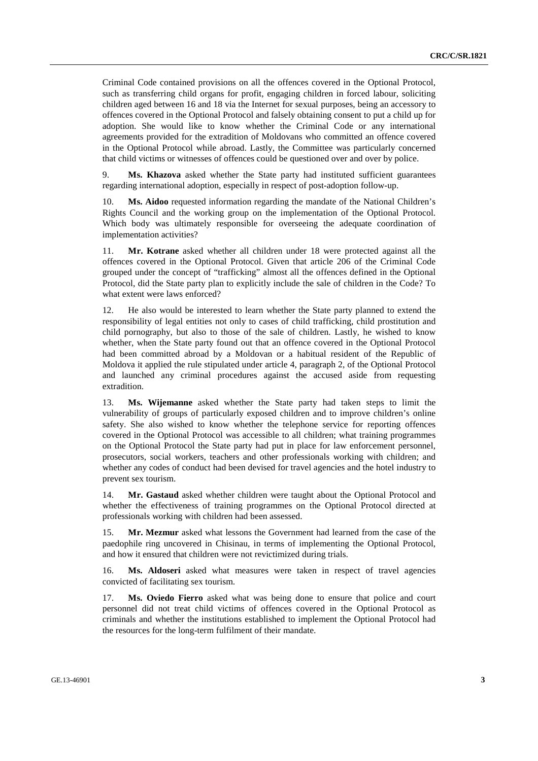Criminal Code contained provisions on all the offences covered in the Optional Protocol, such as transferring child organs for profit, engaging children in forced labour, soliciting children aged between 16 and 18 via the Internet for sexual purposes, being an accessory to offences covered in the Optional Protocol and falsely obtaining consent to put a child up for adoption. She would like to know whether the Criminal Code or any international agreements provided for the extradition of Moldovans who committed an offence covered in the Optional Protocol while abroad. Lastly, the Committee was particularly concerned that child victims or witnesses of offences could be questioned over and over by police.

9. **Ms. Khazova** asked whether the State party had instituted sufficient guarantees regarding international adoption, especially in respect of post-adoption follow-up.

10. **Ms. Aidoo** requested information regarding the mandate of the National Children's Rights Council and the working group on the implementation of the Optional Protocol. Which body was ultimately responsible for overseeing the adequate coordination of implementation activities?

11. **Mr. Kotrane** asked whether all children under 18 were protected against all the offences covered in the Optional Protocol. Given that article 206 of the Criminal Code grouped under the concept of "trafficking" almost all the offences defined in the Optional Protocol, did the State party plan to explicitly include the sale of children in the Code? To what extent were laws enforced?

12. He also would be interested to learn whether the State party planned to extend the responsibility of legal entities not only to cases of child trafficking, child prostitution and child pornography, but also to those of the sale of children. Lastly, he wished to know whether, when the State party found out that an offence covered in the Optional Protocol had been committed abroad by a Moldovan or a habitual resident of the Republic of Moldova it applied the rule stipulated under article 4, paragraph 2, of the Optional Protocol and launched any criminal procedures against the accused aside from requesting extradition.

13. **Ms. Wijemanne** asked whether the State party had taken steps to limit the vulnerability of groups of particularly exposed children and to improve children's online safety. She also wished to know whether the telephone service for reporting offences covered in the Optional Protocol was accessible to all children; what training programmes on the Optional Protocol the State party had put in place for law enforcement personnel, prosecutors, social workers, teachers and other professionals working with children; and whether any codes of conduct had been devised for travel agencies and the hotel industry to prevent sex tourism.

14. **Mr. Gastaud** asked whether children were taught about the Optional Protocol and whether the effectiveness of training programmes on the Optional Protocol directed at professionals working with children had been assessed.

15. **Mr. Mezmur** asked what lessons the Government had learned from the case of the paedophile ring uncovered in Chisinau, in terms of implementing the Optional Protocol, and how it ensured that children were not revictimized during trials.

16. **Ms. Aldoseri** asked what measures were taken in respect of travel agencies convicted of facilitating sex tourism.

17. **Ms. Oviedo Fierro** asked what was being done to ensure that police and court personnel did not treat child victims of offences covered in the Optional Protocol as criminals and whether the institutions established to implement the Optional Protocol had the resources for the long-term fulfilment of their mandate.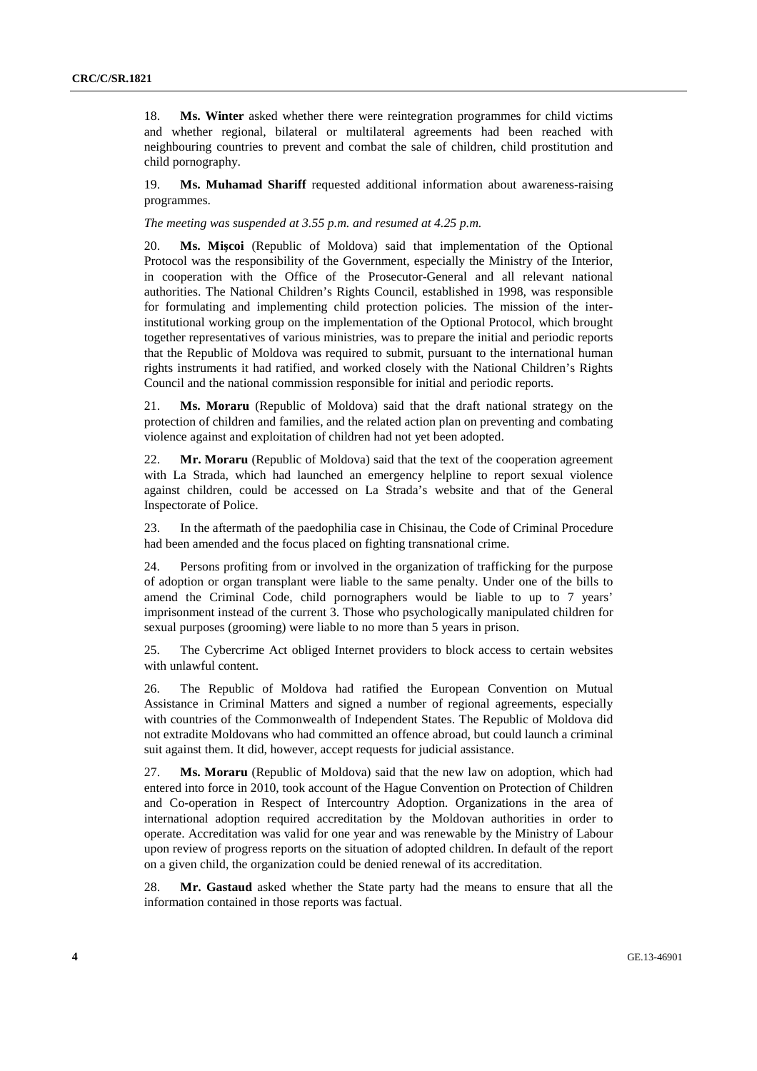18. **Ms. Winter** asked whether there were reintegration programmes for child victims and whether regional, bilateral or multilateral agreements had been reached with neighbouring countries to prevent and combat the sale of children, child prostitution and child pornography.

19. **Ms. Muhamad Shariff** requested additional information about awareness-raising programmes.

*The meeting was suspended at 3.55 p.m. and resumed at 4.25 p.m.*

20. **Ms. Mişcoi** (Republic of Moldova) said that implementation of the Optional Protocol was the responsibility of the Government, especially the Ministry of the Interior, in cooperation with the Office of the Prosecutor-General and all relevant national authorities. The National Children's Rights Council, established in 1998, was responsible for formulating and implementing child protection policies. The mission of the inter-institutional working group on the implementation of the Optional Protocol, which brought together representatives of various ministries, was to prepare the initial and periodic reports that the Republic of Moldova was required to submit, pursuant to the international human rights instruments it had ratified, and worked closely with the National Children's Rights Council and the national commission responsible for initial and periodic reports.

21. **Ms. Moraru** (Republic of Moldova) said that the draft national strategy on the protection of children and families, and the related action plan on preventing and combating violence against and exploitation of children had not yet been adopted.

22. **Mr. Moraru** (Republic of Moldova) said that the text of the cooperation agreement with La Strada, which had launched an emergency helpline to report sexual violence against children, could be accessed on La Strada's website and that of the General Inspectorate of Police.

23. In the aftermath of the paedophilia case in Chisinau, the Code of Criminal Procedure had been amended and the focus placed on fighting transnational crime.

24. Persons profiting from or involved in the organization of trafficking for the purpose of adoption or organ transplant were liable to the same penalty. Under one of the bills to amend the Criminal Code, child pornographers would be liable to up to 7 years' imprisonment instead of the current 3. Those who psychologically manipulated children for sexual purposes (grooming) were liable to no more than 5 years in prison.

25. The Cybercrime Act obliged Internet providers to block access to certain websites with unlawful content.

26. The Republic of Moldova had ratified the European Convention on Mutual Assistance in Criminal Matters and signed a number of regional agreements, especially with countries of the Commonwealth of Independent States. The Republic of Moldova did not extradite Moldovans who had committed an offence abroad, but could launch a criminal suit against them. It did, however, accept requests for judicial assistance.

27. **Ms. Moraru** (Republic of Moldova) said that the new law on adoption, which had entered into force in 2010, took account of the Hague Convention on Protection of Children and Co-operation in Respect of Intercountry Adoption. Organizations in the area of international adoption required accreditation by the Moldovan authorities in order to operate. Accreditation was valid for one year and was renewable by the Ministry of Labour upon review of progress reports on the situation of adopted children. In default of the report on a given child, the organization could be denied renewal of its accreditation.

28. **Mr. Gastaud** asked whether the State party had the means to ensure that all the information contained in those reports was factual.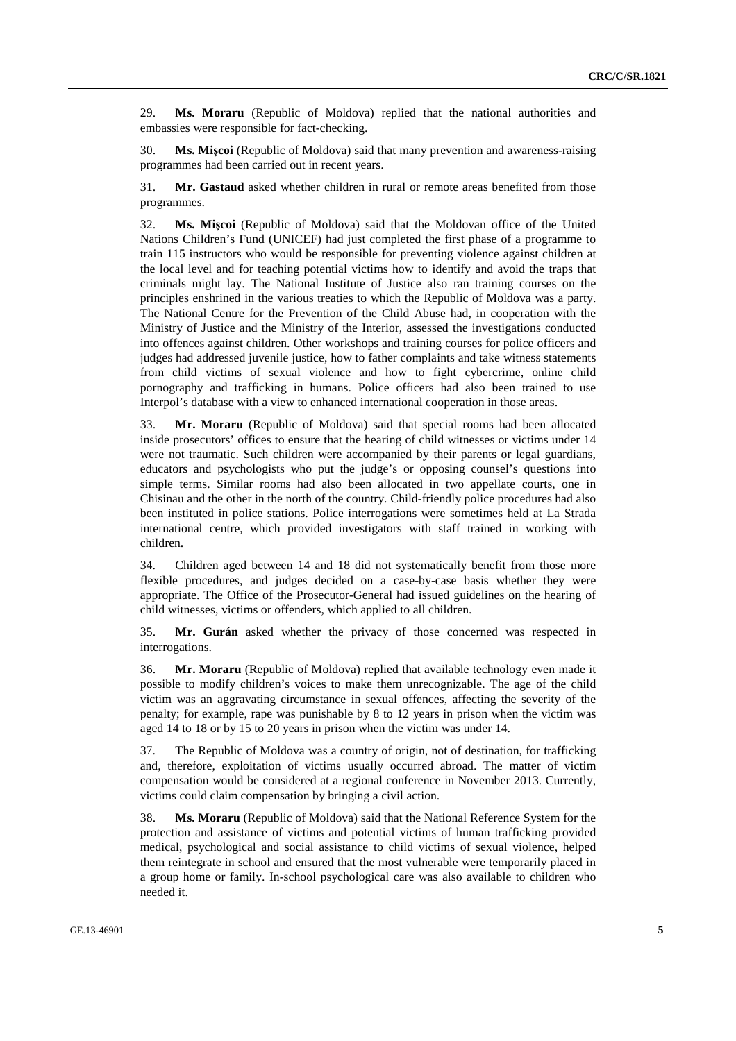29. **Ms. Moraru** (Republic of Moldova) replied that the national authorities and embassies were responsible for fact-checking.

30. **Ms. Mişcoi** (Republic of Moldova) said that many prevention and awareness-raising programmes had been carried out in recent years.

31. **Mr. Gastaud** asked whether children in rural or remote areas benefited from those programmes.

32. **Ms. Mişcoi** (Republic of Moldova) said that the Moldovan office of the United Nations Children's Fund (UNICEF) had just completed the first phase of a programme to train 115 instructors who would be responsible for preventing violence against children at the local level and for teaching potential victims how to identify and avoid the traps that criminals might lay. The National Institute of Justice also ran training courses on the principles enshrined in the various treaties to which the Republic of Moldova was a party. The National Centre for the Prevention of the Child Abuse had, in cooperation with the Ministry of Justice and the Ministry of the Interior, assessed the investigations conducted into offences against children. Other workshops and training courses for police officers and judges had addressed juvenile justice, how to father complaints and take witness statements from child victims of sexual violence and how to fight cybercrime, online child pornography and trafficking in humans. Police officers had also been trained to use Interpol's database with a view to enhanced international cooperation in those areas.

33. **Mr. Moraru** (Republic of Moldova) said that special rooms had been allocated inside prosecutors' offices to ensure that the hearing of child witnesses or victims under 14 were not traumatic. Such children were accompanied by their parents or legal guardians, educators and psychologists who put the judge's or opposing counsel's questions into simple terms. Similar rooms had also been allocated in two appellate courts, one in Chisinau and the other in the north of the country. Child-friendly police procedures had also been instituted in police stations. Police interrogations were sometimes held at La Strada international centre, which provided investigators with staff trained in working with children.

34. Children aged between 14 and 18 did not systematically benefit from those more flexible procedures, and judges decided on a case-by-case basis whether they were appropriate. The Office of the Prosecutor-General had issued guidelines on the hearing of child witnesses, victims or offenders, which applied to all children.

35. **Mr. Gurán** asked whether the privacy of those concerned was respected in interrogations.

36. **Mr. Moraru** (Republic of Moldova) replied that available technology even made it possible to modify children's voices to make them unrecognizable. The age of the child victim was an aggravating circumstance in sexual offences, affecting the severity of the penalty; for example, rape was punishable by 8 to 12 years in prison when the victim was aged 14 to 18 or by 15 to 20 years in prison when the victim was under 14.

37. The Republic of Moldova was a country of origin, not of destination, for trafficking and, therefore, exploitation of victims usually occurred abroad. The matter of victim compensation would be considered at a regional conference in November 2013. Currently, victims could claim compensation by bringing a civil action.

38. **Ms. Moraru** (Republic of Moldova) said that the National Reference System for the protection and assistance of victims and potential victims of human trafficking provided medical, psychological and social assistance to child victims of sexual violence, helped them reintegrate in school and ensured that the most vulnerable were temporarily placed in a group home or family. In-school psychological care was also available to children who needed it.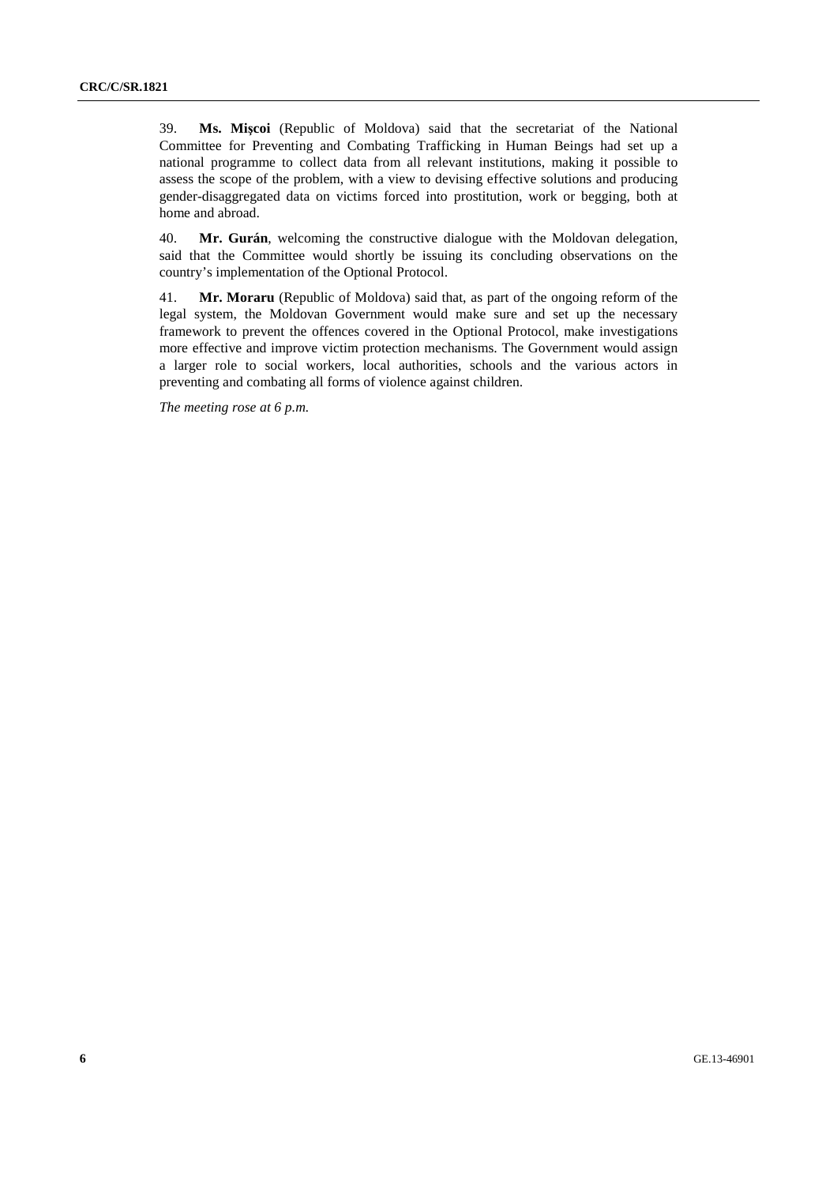39. **Ms. Mişcoi** (Republic of Moldova) said that the secretariat of the National Committee for Preventing and Combating Trafficking in Human Beings had set up a national programme to collect data from all relevant institutions, making it possible to assess the scope of the problem, with a view to devising effective solutions and producing gender-disaggregated data on victims forced into prostitution, work or begging, both at home and abroad.

40. **Mr. Gurán**, welcoming the constructive dialogue with the Moldovan delegation, said that the Committee would shortly be issuing its concluding observations on the country's implementation of the Optional Protocol.

41. **Mr. Moraru** (Republic of Moldova) said that, as part of the ongoing reform of the legal system, the Moldovan Government would make sure and set up the necessary framework to prevent the offences covered in the Optional Protocol, make investigations more effective and improve victim protection mechanisms. The Government would assign a larger role to social workers, local authorities, schools and the various actors in preventing and combating all forms of violence against children.

*The meeting rose at 6 p.m.*